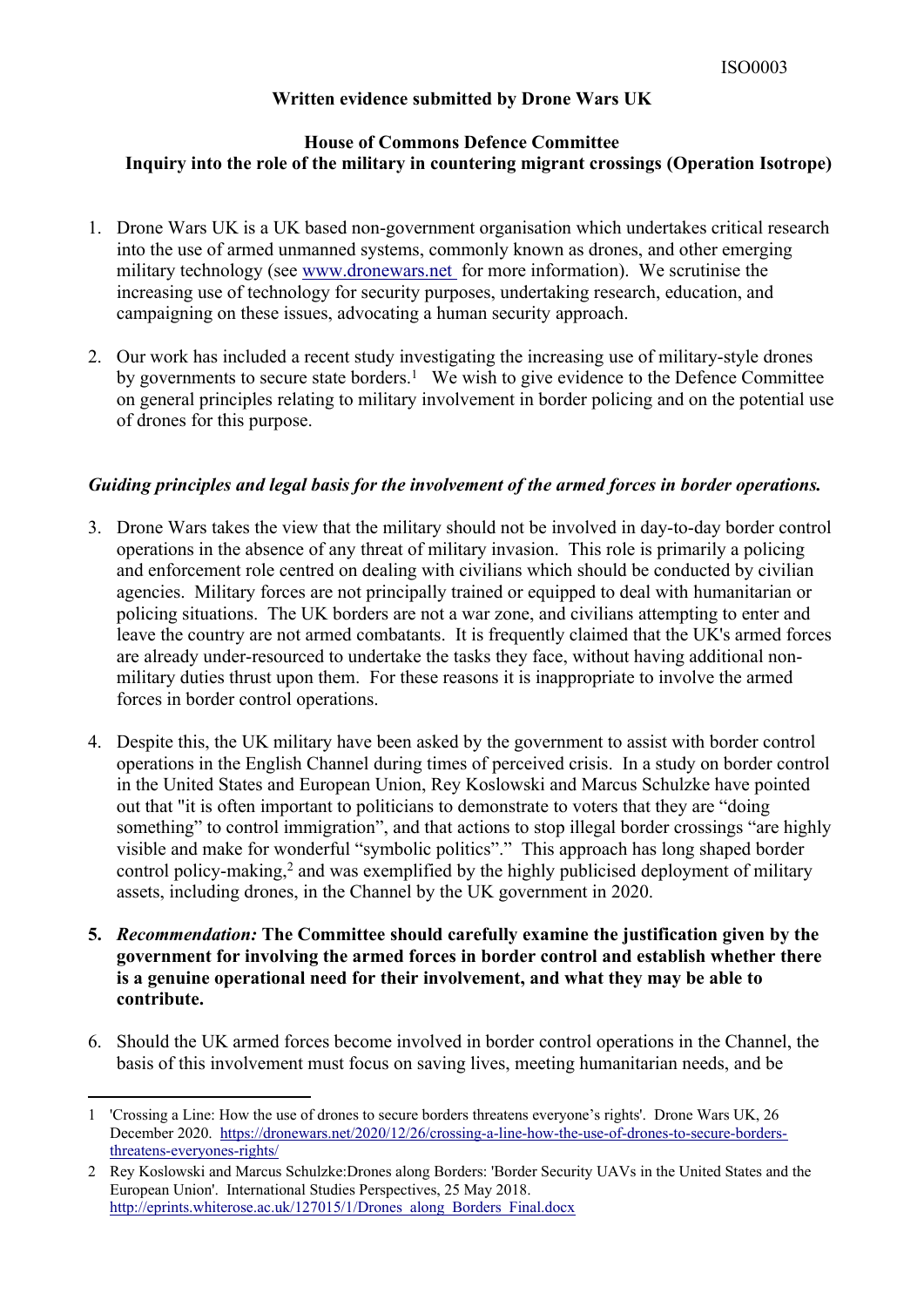ISO0003

**Written evidence submitted by Drone Wars UK**

**House of Commons Defence Committee**
**Inquiry into the role of the military in countering migrant crossings (Operation Isotrope)**

1. Drone Wars UK is a UK based non-government organisation which undertakes critical research into the use of armed unmanned systems, commonly known as drones, and other emerging military technology (see [www.dronewars.net](http://www.dronewars.net) for more information). We scrutinise the increasing use of technology for security purposes, undertaking research, education, and campaigning on these issues, advocating a human security approach.

2. Our work has included a recent study investigating the increasing use of military-style drones by governments to secure state borders.[1] We wish to give evidence to the Defence Committee on general principles relating to military involvement in border policing and on the potential use of drones for this purpose.

***Guiding principles and legal basis for the involvement of the armed forces in border operations.***

3. Drone Wars takes the view that the military should not be involved in day-to-day border control operations in the absence of any threat of military invasion. This role is primarily a policing and enforcement role centred on dealing with civilians which should be conducted by civilian agencies. Military forces are not principally trained or equipped to deal with humanitarian or policing situations. The UK borders are not a war zone, and civilians attempting to enter and leave the country are not armed combatants. It is frequently claimed that the UK's armed forces are already under-resourced to undertake the tasks they face, without having additional non-military duties thrust upon them. For these reasons it is inappropriate to involve the armed forces in border control operations.

4. Despite this, the UK military have been asked by the government to assist with border control operations in the English Channel during times of perceived crisis. In a study on border control in the United States and European Union, Rey Koslowski and Marcus Schulzke have pointed out that "it is often important to politicians to demonstrate to voters that they are "doing something" to control immigration", and that actions to stop illegal border crossings "are highly visible and make for wonderful "symbolic politics"." This approach has long shaped border control policy-making,[2] and was exemplified by the highly publicised deployment of military assets, including drones, in the Channel by the UK government in 2020.

5. *Recommendation:* **The Committee should carefully examine the justification given by the government for involving the armed forces in border control and establish whether there is a genuine operational need for their involvement, and what they may be able to contribute.**

6. Should the UK armed forces become involved in border control operations in the Channel, the basis of this involvement must focus on saving lives, meeting humanitarian needs, and be

---

1 'Crossing a Line: How the use of drones to secure borders threatens everyone's rights'. Drone Wars UK, 26 December 2020. https://dronewars.net/2020/12/26/crossing-a-line-how-the-use-of-drones-to-secure-borders-threatens-everyones-rights/

2 Rey Koslowski and Marcus Schulzke:Drones along Borders: 'Border Security UAVs in the United States and the European Union'. International Studies Perspectives, 25 May 2018. http://eprints.whiterose.ac.uk/127015/1/Drones_along_Borders_Final.docx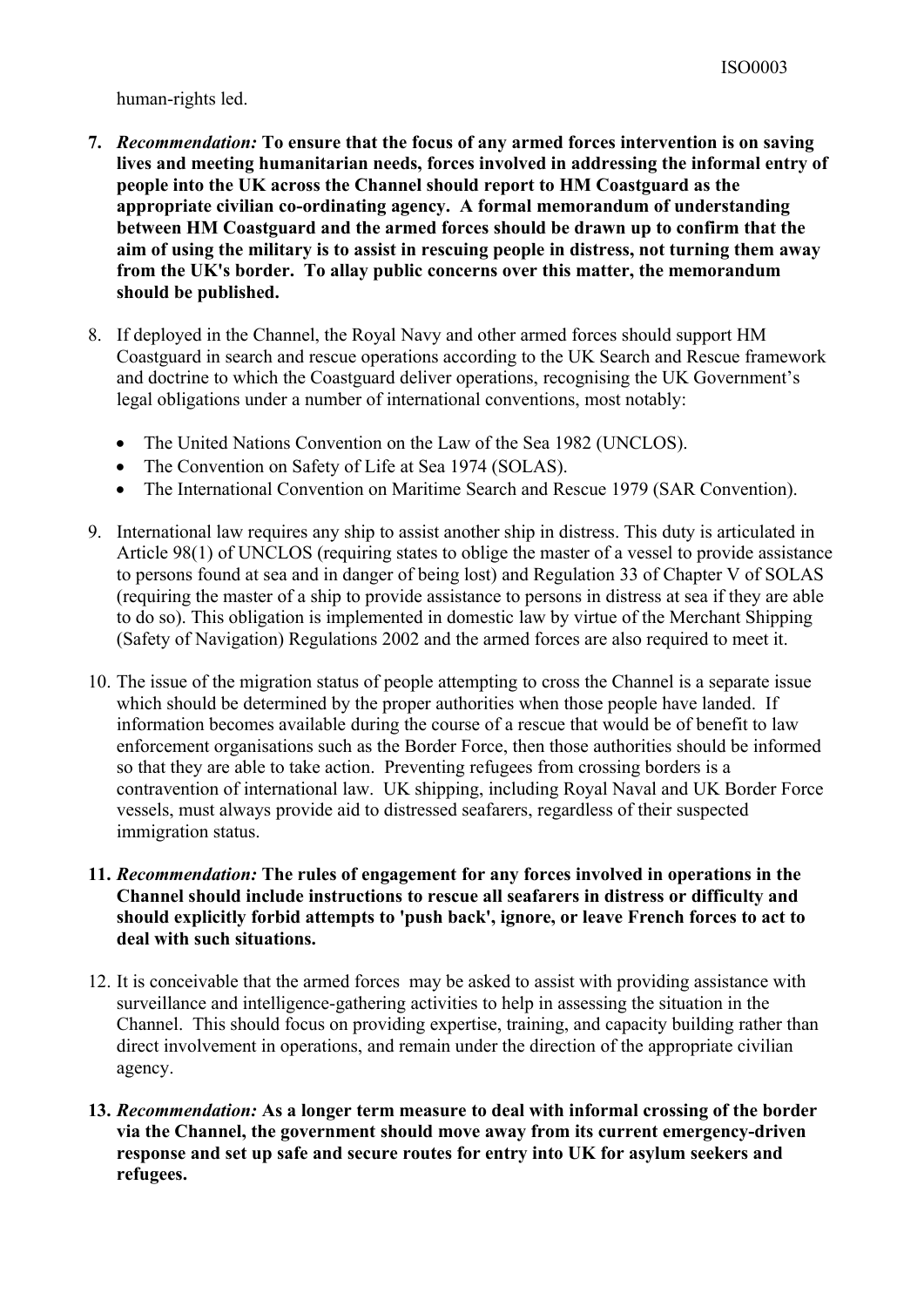human-rights led.

7. ***Recommendation:*** **To ensure that the focus of any armed forces intervention is on saving lives and meeting humanitarian needs, forces involved in addressing the informal entry of people into the UK across the Channel should report to HM Coastguard as the appropriate civilian co-ordinating agency. A formal memorandum of understanding between HM Coastguard and the armed forces should be drawn up to confirm that the aim of using the military is to assist in rescuing people in distress, not turning them away from the UK's border. To allay public concerns over this matter, the memorandum should be published.**

8. If deployed in the Channel, the Royal Navy and other armed forces should support HM Coastguard in search and rescue operations according to the UK Search and Rescue framework and doctrine to which the Coastguard deliver operations, recognising the UK Government's legal obligations under a number of international conventions, most notably:

   - The United Nations Convention on the Law of the Sea 1982 (UNCLOS).
   - The Convention on Safety of Life at Sea 1974 (SOLAS).
   - The International Convention on Maritime Search and Rescue 1979 (SAR Convention).

9. International law requires any ship to assist another ship in distress. This duty is articulated in Article 98(1) of UNCLOS (requiring states to oblige the master of a vessel to provide assistance to persons found at sea and in danger of being lost) and Regulation 33 of Chapter V of SOLAS (requiring the master of a ship to provide assistance to persons in distress at sea if they are able to do so). This obligation is implemented in domestic law by virtue of the Merchant Shipping (Safety of Navigation) Regulations 2002 and the armed forces are also required to meet it.

10. The issue of the migration status of people attempting to cross the Channel is a separate issue which should be determined by the proper authorities when those people have landed. If information becomes available during the course of a rescue that would be of benefit to law enforcement organisations such as the Border Force, then those authorities should be informed so that they are able to take action. Preventing refugees from crossing borders is a contravention of international law. UK shipping, including Royal Naval and UK Border Force vessels, must always provide aid to distressed seafarers, regardless of their suspected immigration status.

11. ***Recommendation:*** **The rules of engagement for any forces involved in operations in the Channel should include instructions to rescue all seafarers in distress or difficulty and should explicitly forbid attempts to 'push back', ignore, or leave French forces to act to deal with such situations.**

12. It is conceivable that the armed forces may be asked to assist with providing assistance with surveillance and intelligence-gathering activities to help in assessing the situation in the Channel. This should focus on providing expertise, training, and capacity building rather than direct involvement in operations, and remain under the direction of the appropriate civilian agency.

13. ***Recommendation:*** **As a longer term measure to deal with informal crossing of the border via the Channel, the government should move away from its current emergency-driven response and set up safe and secure routes for entry into UK for asylum seekers and refugees.**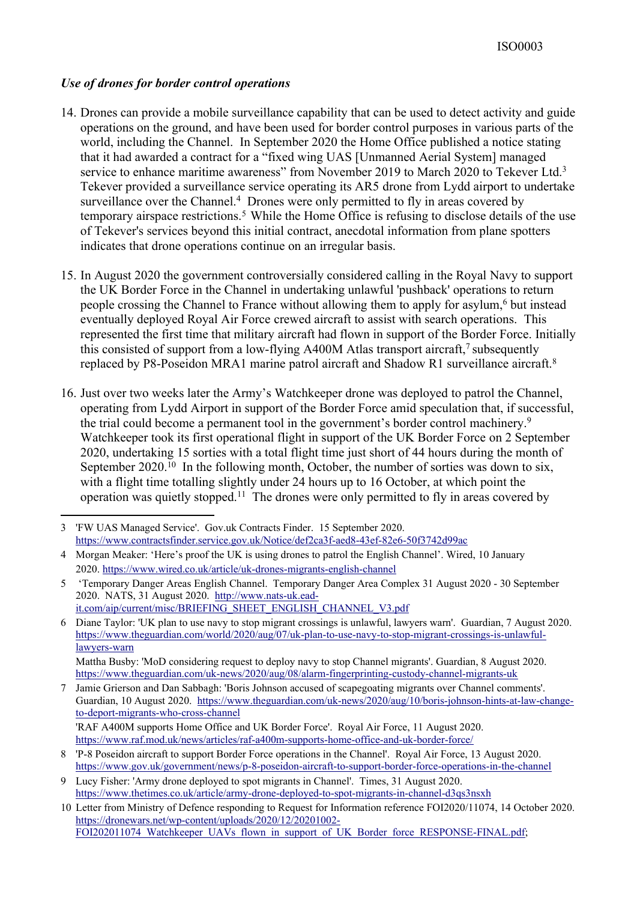### *Use of drones for border control operations*

14. Drones can provide a mobile surveillance capability that can be used to detect activity and guide operations on the ground, and have been used for border control purposes in various parts of the world, including the Channel. In September 2020 the Home Office published a notice stating that it had awarded a contract for a "fixed wing UAS [Unmanned Aerial System] managed service to enhance maritime awareness" from November 2019 to March 2020 to Tekever Ltd.[3] Tekever provided a surveillance service operating its AR5 drone from Lydd airport to undertake surveillance over the Channel.[4] Drones were only permitted to fly in areas covered by temporary airspace restrictions.[5] While the Home Office is refusing to disclose details of the use of Tekever's services beyond this initial contract, anecdotal information from plane spotters indicates that drone operations continue on an irregular basis.

15. In August 2020 the government controversially considered calling in the Royal Navy to support the UK Border Force in the Channel in undertaking unlawful 'pushback' operations to return people crossing the Channel to France without allowing them to apply for asylum,[6] but instead eventually deployed Royal Air Force crewed aircraft to assist with search operations. This represented the first time that military aircraft had flown in support of the Border Force. Initially this consisted of support from a low-flying A400M Atlas transport aircraft,[7] subsequently replaced by P8-Poseidon MRA1 marine patrol aircraft and Shadow R1 surveillance aircraft.[8]

16. Just over two weeks later the Army's Watchkeeper drone was deployed to patrol the Channel, operating from Lydd Airport in support of the Border Force amid speculation that, if successful, the trial could become a permanent tool in the government's border control machinery.[9] Watchkeeper took its first operational flight in support of the UK Border Force on 2 September 2020, undertaking 15 sorties with a total flight time just short of 44 hours during the month of September 2020.[10] In the following month, October, the number of sorties was down to six, with a flight time totalling slightly under 24 hours up to 16 October, at which point the operation was quietly stopped.[11] The drones were only permitted to fly in areas covered by

---

3 'FW UAS Managed Service'. Gov.uk Contracts Finder. 15 September 2020. https://www.contractsfinder.service.gov.uk/Notice/def2ca3f-aed8-43ef-82e6-50f3742d99ac

4 Morgan Meaker: 'Here's proof the UK is using drones to patrol the English Channel'. Wired, 10 January 2020. https://www.wired.co.uk/article/uk-drones-migrants-english-channel

5 'Temporary Danger Areas English Channel. Temporary Danger Area Complex 31 August 2020 - 30 September 2020. NATS, 31 August 2020. http://www.nats-uk.ead-it.com/aip/current/misc/BRIEFING_SHEET_ENGLISH_CHANNEL_V3.pdf

6 Diane Taylor: 'UK plan to use navy to stop migrant crossings is unlawful, lawyers warn'. Guardian, 7 August 2020. https://www.theguardian.com/world/2020/aug/07/uk-plan-to-use-navy-to-stop-migrant-crossings-is-unlawful-lawyers-warn
Mattha Busby: 'MoD considering request to deploy navy to stop Channel migrants'. Guardian, 8 August 2020. https://www.theguardian.com/uk-news/2020/aug/08/alarm-fingerprinting-custody-channel-migrants-uk

7 Jamie Grierson and Dan Sabbagh: 'Boris Johnson accused of scapegoating migrants over Channel comments'. Guardian, 10 August 2020. https://www.theguardian.com/uk-news/2020/aug/10/boris-johnson-hints-at-law-change-to-deport-migrants-who-cross-channel
'RAF A400M supports Home Office and UK Border Force'. Royal Air Force, 11 August 2020. https://www.raf.mod.uk/news/articles/raf-a400m-supports-home-office-and-uk-border-force/

8 'P-8 Poseidon aircraft to support Border Force operations in the Channel'. Royal Air Force, 13 August 2020. https://www.gov.uk/government/news/p-8-poseidon-aircraft-to-support-border-force-operations-in-the-channel

9 Lucy Fisher: 'Army drone deployed to spot migrants in Channel'. Times, 31 August 2020. https://www.thetimes.co.uk/article/army-drone-deployed-to-spot-migrants-in-channel-d3qs3nsxh

10 Letter from Ministry of Defence responding to Request for Information reference FOI2020/11074, 14 October 2020. https://dronewars.net/wp-content/uploads/2020/12/20201002-FOI202011074_Watchkeeper_UAVs_flown_in_support_of_UK_Border_force_RESPONSE-FINAL.pdf;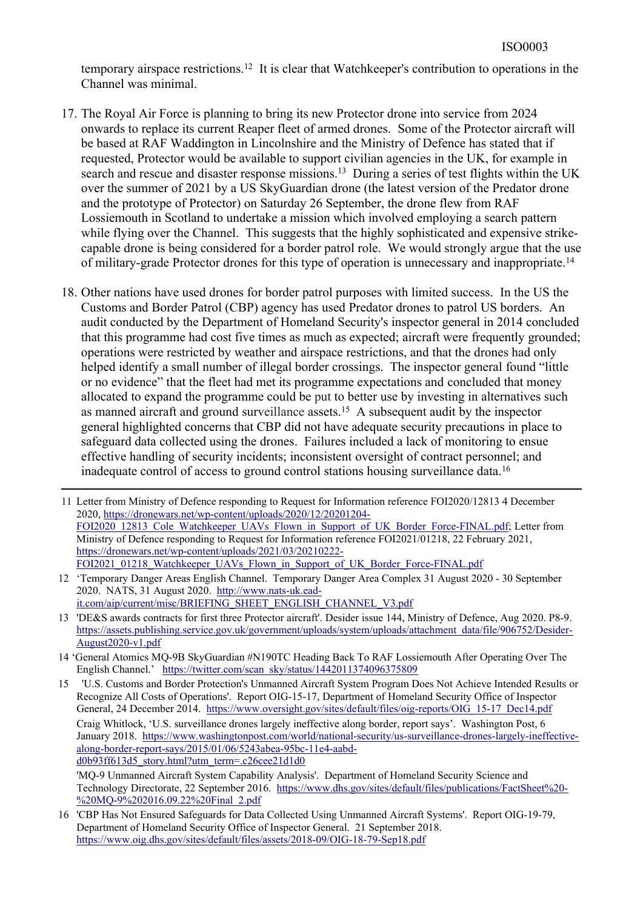temporary airspace restrictions.[12] It is clear that Watchkeeper's contribution to operations in the Channel was minimal.

17. The Royal Air Force is planning to bring its new Protector drone into service from 2024 onwards to replace its current Reaper fleet of armed drones. Some of the Protector aircraft will be based at RAF Waddington in Lincolnshire and the Ministry of Defence has stated that if requested, Protector would be available to support civilian agencies in the UK, for example in search and rescue and disaster response missions.[13] During a series of test flights within the UK over the summer of 2021 by a US SkyGuardian drone (the latest version of the Predator drone and the prototype of Protector) on Saturday 26 September, the drone flew from RAF Lossiemouth in Scotland to undertake a mission which involved employing a search pattern while flying over the Channel. This suggests that the highly sophisticated and expensive strike-capable drone is being considered for a border patrol role. We would strongly argue that the use of military-grade Protector drones for this type of operation is unnecessary and inappropriate.[14]

18. Other nations have used drones for border patrol purposes with limited success. In the US the Customs and Border Patrol (CBP) agency has used Predator drones to patrol US borders. An audit conducted by the Department of Homeland Security's inspector general in 2014 concluded that this programme had cost five times as much as expected; aircraft were frequently grounded; operations were restricted by weather and airspace restrictions, and that the drones had only helped identify a small number of illegal border crossings. The inspector general found "little or no evidence" that the fleet had met its programme expectations and concluded that money allocated to expand the programme could be put to better use by investing in alternatives such as manned aircraft and ground surveillance assets.[15] A subsequent audit by the inspector general highlighted concerns that CBP did not have adequate security precautions in place to safeguard data collected using the drones. Failures included a lack of monitoring to ensue effective handling of security incidents; inconsistent oversight of contract personnel; and inadequate control of access to ground control stations housing surveillance data.[16]

---

11 Letter from Ministry of Defence responding to Request for Information reference FOI2020/12813 4 December 2020, https://dronewars.net/wp-content/uploads/2020/12/20201204-FOI2020_12813_Cole_Watchkeeper_UAVs_Flown_in_Support_of_UK_Border_Force-FINAL.pdf; Letter from Ministry of Defence responding to Request for Information reference FOI2021/01218, 22 February 2021, https://dronewars.net/wp-content/uploads/2021/03/20210222-FOI2021_01218_Watchkeeper_UAVs_Flown_in_Support_of_UK_Border_Force-FINAL.pdf

12 'Temporary Danger Areas English Channel. Temporary Danger Area Complex 31 August 2020 - 30 September 2020. NATS, 31 August 2020. http://www.nats-uk.ead-it.com/aip/current/misc/BRIEFING_SHEET_ENGLISH_CHANNEL_V3.pdf

13 'DE&S awards contracts for first three Protector aircraft'. Desider issue 144, Ministry of Defence, Aug 2020. P8-9. https://assets.publishing.service.gov.uk/government/uploads/system/uploads/attachment_data/file/906752/Desider-August2020-v1.pdf

14 'General Atomics MQ-9B SkyGuardian #N190TC Heading Back To RAF Lossiemouth After Operating Over The English Channel.' https://twitter.com/scan_sky/status/1442011374096375809

15 'U.S. Customs and Border Protection's Unmanned Aircraft System Program Does Not Achieve Intended Results or Recognize All Costs of Operations'. Report OIG-15-17, Department of Homeland Security Office of Inspector General, 24 December 2014. https://www.oversight.gov/sites/default/files/oig-reports/OIG_15-17_Dec14.pdf

Craig Whitlock, 'U.S. surveillance drones largely ineffective along border, report says'. Washington Post, 6 January 2018. https://www.washingtonpost.com/world/national-security/us-surveillance-drones-largely-ineffective-along-border-report-says/2015/01/06/5243abea-95bc-11e4-aabd-d0b93ff613d5_story.html?utm_term=.c26cee21d1d0

'MQ-9 Unmanned Aircraft System Capability Analysis'. Department of Homeland Security Science and Technology Directorate, 22 September 2016. https://www.dhs.gov/sites/default/files/publications/FactSheet%20-%20MQ-9%202016.09.22%20Final_2.pdf

16 'CBP Has Not Ensured Safeguards for Data Collected Using Unmanned Aircraft Systems'. Report OIG-19-79, Department of Homeland Security Office of Inspector General. 21 September 2018. https://www.oig.dhs.gov/sites/default/files/assets/2018-09/OIG-18-79-Sep18.pdf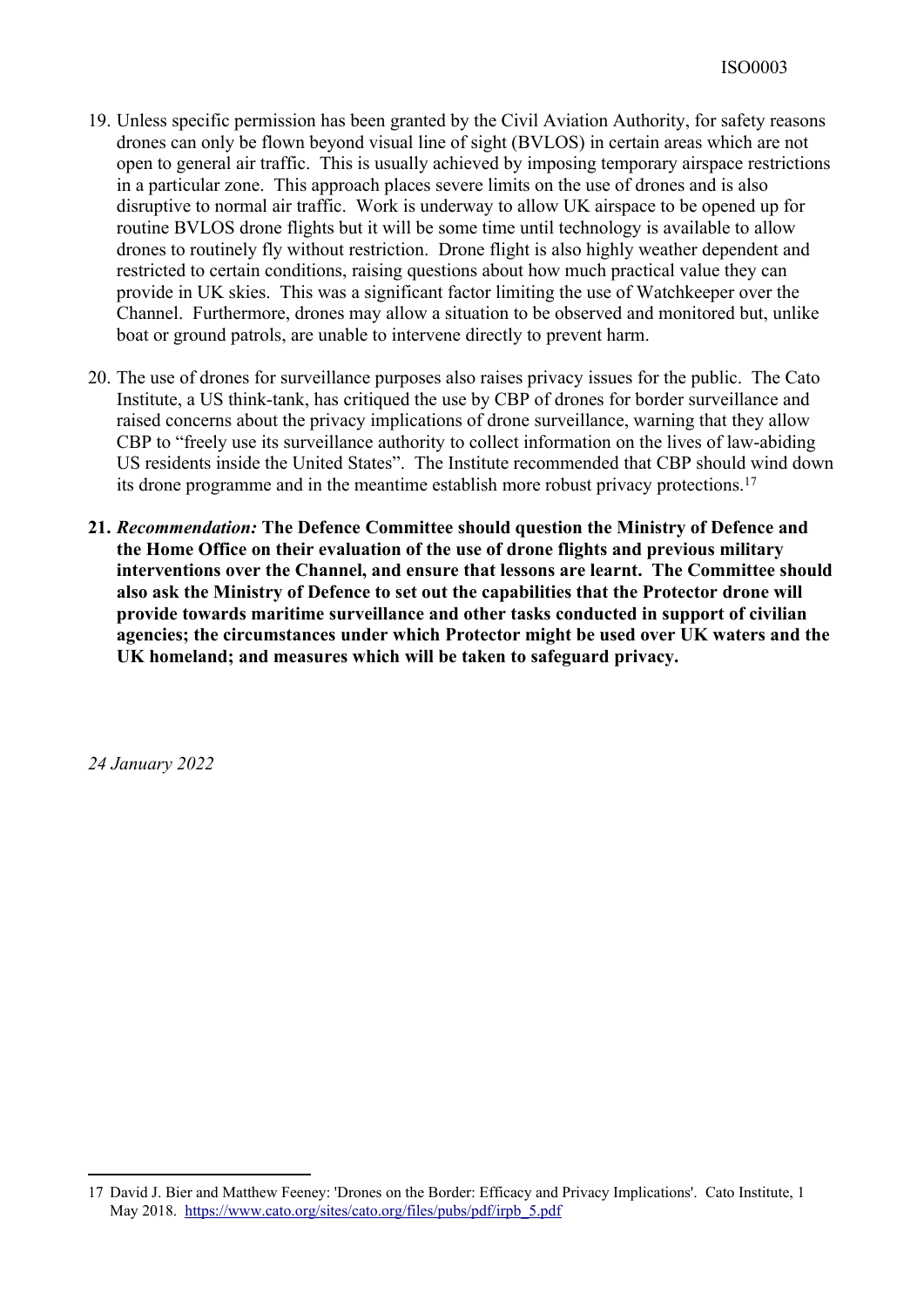19. Unless specific permission has been granted by the Civil Aviation Authority, for safety reasons drones can only be flown beyond visual line of sight (BVLOS) in certain areas which are not open to general air traffic. This is usually achieved by imposing temporary airspace restrictions in a particular zone. This approach places severe limits on the use of drones and is also disruptive to normal air traffic. Work is underway to allow UK airspace to be opened up for routine BVLOS drone flights but it will be some time until technology is available to allow drones to routinely fly without restriction. Drone flight is also highly weather dependent and restricted to certain conditions, raising questions about how much practical value they can provide in UK skies. This was a significant factor limiting the use of Watchkeeper over the Channel. Furthermore, drones may allow a situation to be observed and monitored but, unlike boat or ground patrols, are unable to intervene directly to prevent harm.

20. The use of drones for surveillance purposes also raises privacy issues for the public. The Cato Institute, a US think-tank, has critiqued the use by CBP of drones for border surveillance and raised concerns about the privacy implications of drone surveillance, warning that they allow CBP to "freely use its surveillance authority to collect information on the lives of law-abiding US residents inside the United States". The Institute recommended that CBP should wind down its drone programme and in the meantime establish more robust privacy protections.[17]

**21.** ***Recommendation:*** **The Defence Committee should question the Ministry of Defence and the Home Office on their evaluation of the use of drone flights and previous military interventions over the Channel, and ensure that lessons are learnt. The Committee should also ask the Ministry of Defence to set out the capabilities that the Protector drone will provide towards maritime surveillance and other tasks conducted in support of civilian agencies; the circumstances under which Protector might be used over UK waters and the UK homeland; and measures which will be taken to safeguard privacy.**

*24 January 2022*

---

17 David J. Bier and Matthew Feeney: 'Drones on the Border: Efficacy and Privacy Implications'. Cato Institute, 1 May 2018. https://www.cato.org/sites/cato.org/files/pubs/pdf/irpb_5.pdf